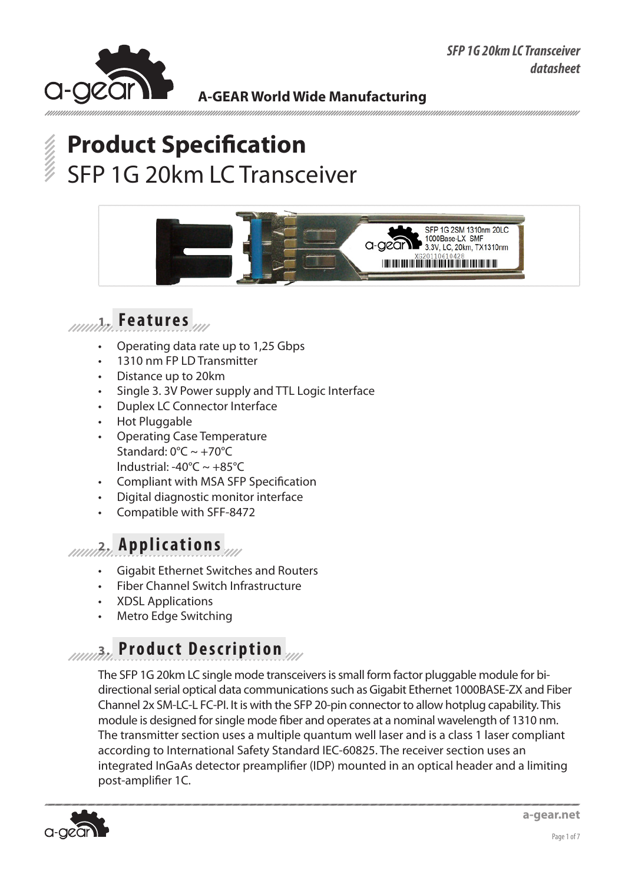A-GEAR World Wide Manufacturing

# Product Specification

## SFP 1G 20km LC Transceiver

## 1. Features

- Operating data rate up to 1,25 Gbps
- 1310 nm FP LD Transmitter
- Distance up to 20km
- Single 3. 3V Power supply and TTL Logic Interface
- Duplex LC Connector Interface
- Hot Pluggable
- Operating Case Temperature
  Standard: 0°C ~ +70°C
  Industrial: -40°C ~ +85°C
- Compliant with MSA SFP Specification
- Digital diagnostic monitor interface
- Compatible with SFF-8472

## 2. Applications

- Gigabit Ethernet Switches and Routers
- Fiber Channel Switch Infrastructure
- XDSL Applications
- Metro Edge Switching

## 3. Product Description

The SFP 1G 20km LC single mode transceivers is small form factor pluggable module for bi-directional serial optical data communications such as Gigabit Ethernet 1000BASE-ZX and Fiber Channel 2x SM-LC-L FC-PI. It is with the SFP 20-pin connector to allow hotplug capability. This module is designed for single mode fiber and operates at a nominal wavelength of 1310 nm. The transmitter section uses a multiple quantum well laser and is a class 1 laser compliant according to International Safety Standard IEC-60825. The receiver section uses an integrated InGaAs detector preamplifier (IDP) mounted in an optical header and a limiting post-amplifier 1C.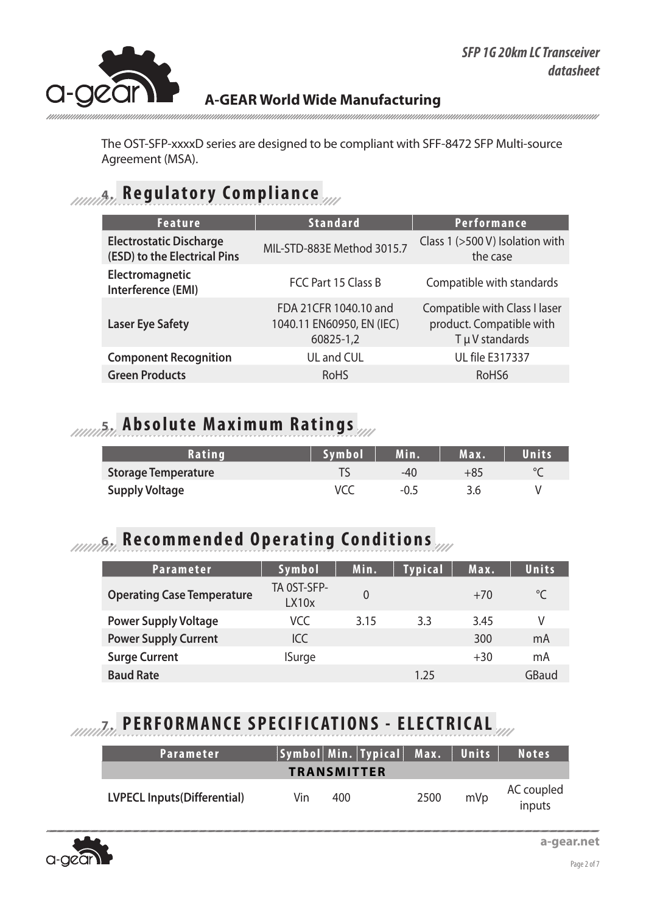The OST-SFP-xxxxD series are designed to be compliant with SFF-8472 SFP Multi-source Agreement (MSA).

## 4. Regulatory Compliance

| Feature | Standard | Performance |
|---|---|---|
| **Electrostatic Discharge (ESD) to the Electrical Pins** | MIL-STD-883E Method 3015.7 | Class 1 (>500 V) Isolation with the case |
| **Electromagnetic Interference (EMI)** | FCC Part 15 Class B | Compatible with standards |
| **Laser Eye Safety** | FDA 21CFR 1040.10 and 1040.11 EN60950, EN (IEC) 60825-1,2 | Compatible with Class I laser product. Compatible with T μ V standards |
| **Component Recognition** | UL and CUL | UL file E317337 |
| **Green Products** | RoHS | RoHS6 |

## 5. Absolute Maximum Ratings

| Rating | Symbol | Min. | Max. | Units |
|---|---|---|---|---|
| **Storage Temperature** | TS | -40 | +85 | °C |
| **Supply Voltage** | VCC | -0.5 | 3.6 | V |

## 6. Recommended Operating Conditions

| Parameter | Symbol | Min. | Typical | Max. | Units |
|---|---|---|---|---|---|
| **Operating Case Temperature** | TA 0ST-SFP-LX10x | 0 | | +70 | °C |
| **Power Supply Voltage** | VCC | 3.15 | 3.3 | 3.45 | V |
| **Power Supply Current** | ICC | | | 300 | mA |
| **Surge Current** | ISurge | | | +30 | mA |
| **Baud Rate** | | | 1.25 | | GBaud |

## 7. PERFORMANCE SPECIFICATIONS - ELECTRICAL

| Parameter | Symbol | Min. | Typical | Max. | Units | Notes |
|---|---|---|---|---|---|---|
| **TRANSMITTER** | | | | | | |
| **LVPECL Inputs(Differential)** | Vin | 400 | | 2500 | mVp | AC coupled inputs |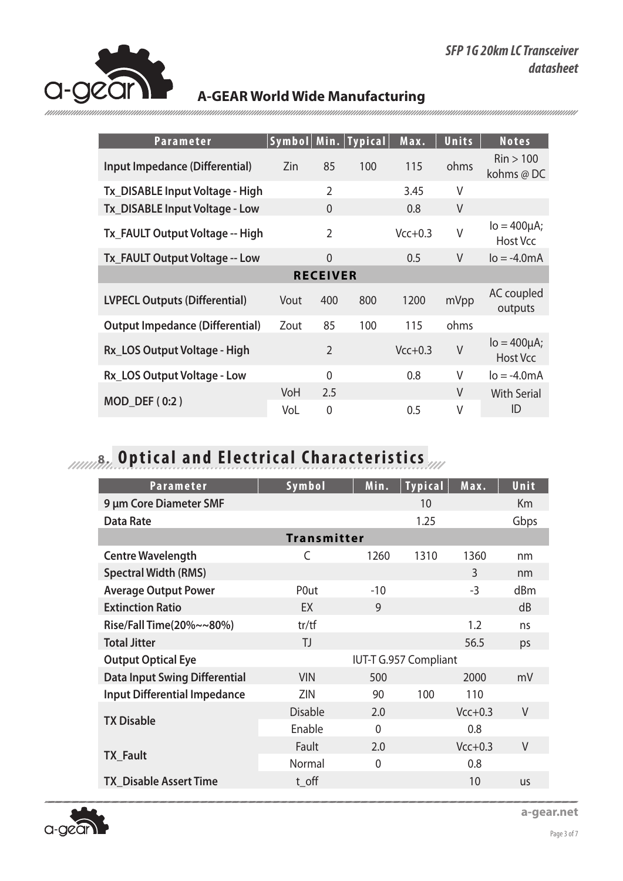| Parameter | Symbol | Min. | Typical | Max. | Units | Notes |
|---|---|---|---|---|---|---|
| **Input Impedance (Differential)** | Zin | 85 | 100 | 115 | ohms | Rin > 100 kohms @ DC |
| **Tx_DISABLE Input Voltage - High** | | 2 | | 3.45 | V | |
| **Tx_DISABLE Input Voltage - Low** | | 0 | | 0.8 | V | |
| **Tx_FAULT Output Voltage -- High** | | 2 | | Vcc+0.3 | V | Io = 400µA; Host Vcc |
| **Tx_FAULT Output Voltage -- Low** | | 0 | | 0.5 | V | Io = -4.0mA |
| **RECEIVER** | | | | | | |
| **LVPECL Outputs (Differential)** | Vout | 400 | 800 | 1200 | mVpp | AC coupled outputs |
| **Output Impedance (Differential)** | Zout | 85 | 100 | 115 | ohms | |
| **Rx_LOS Output Voltage - High** | | 2 | | Vcc+0.3 | V | Io = 400µA; Host Vcc |
| **Rx_LOS Output Voltage - Low** | | 0 | | 0.8 | V | Io = -4.0mA |
| **MOD_DEF ( 0:2 )** | VoH | 2.5 | | | V | With Serial ID |
| | VoL | 0 | | 0.5 | V | |

## 8. Optical and Electrical Characteristics

| Parameter | Symbol | Min. | Typical | Max. | Unit |
|---|---|---|---|---|---|
| **9 µm Core Diameter SMF** | | | 10 | | Km |
| **Data Rate** | | | 1.25 | | Gbps |
| **Transmitter** | | | | | |
| **Centre Wavelength** | C | 1260 | 1310 | 1360 | nm |
| **Spectral Width (RMS)** | | | | 3 | nm |
| **Average Output Power** | P0ut | -10 | | -3 | dBm |
| **Extinction Ratio** | EX | 9 | | | dB |
| **Rise/Fall Time(20%~~80%)** | tr/tf | | | 1.2 | ns |
| **Total Jitter** | TJ | | | 56.5 | ps |
| **Output Optical Eye** | IUT-T G.957 Compliant | | | | |
| **Data Input Swing Differential** | VIN | 500 | | 2000 | mV |
| **Input Differential Impedance** | ZIN | 90 | 100 | 110 | |
| **TX Disable** | Disable | 2.0 | | Vcc+0.3 | V |
| | Enable | 0 | | 0.8 | |
| **TX_Fault** | Fault | 2.0 | | Vcc+0.3 | V |
| | Normal | 0 | | 0.8 | |
| **TX_Disable Assert Time** | t_off | | | 10 | us |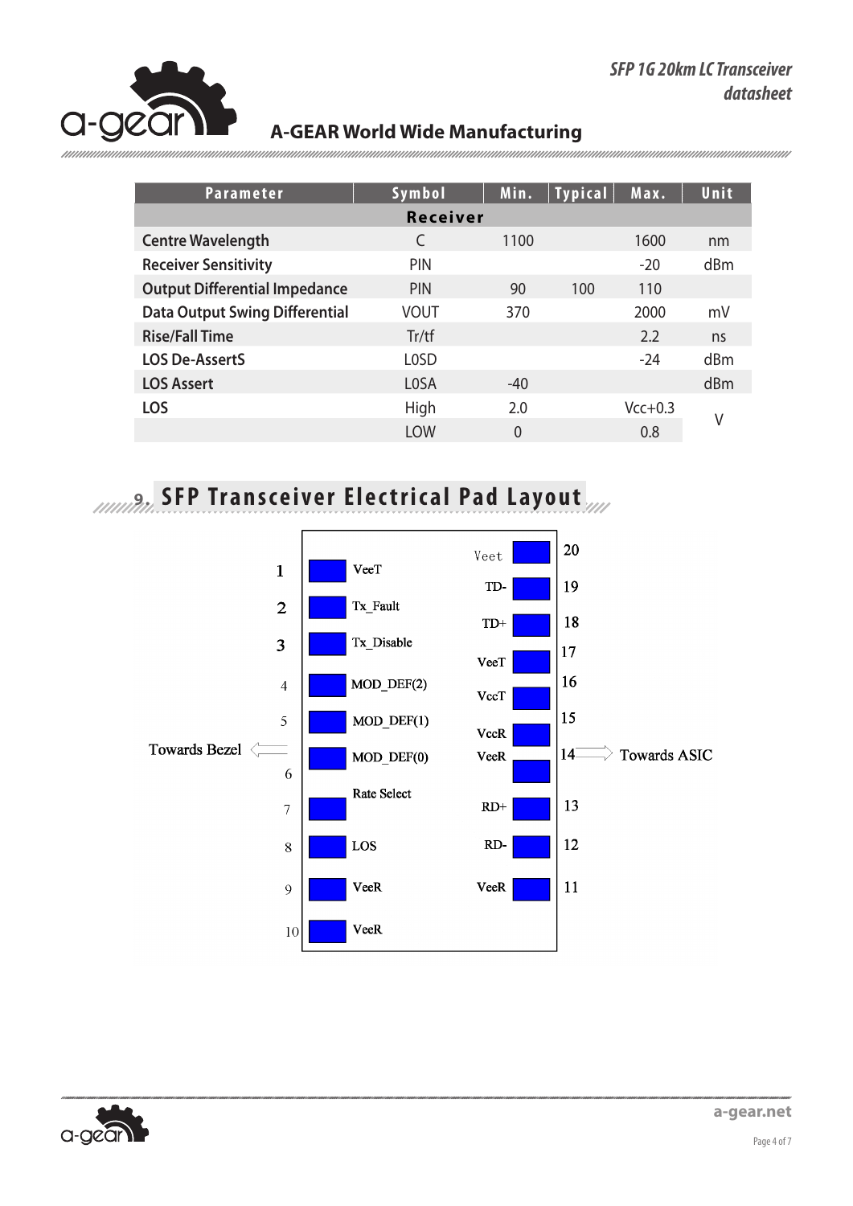| Parameter | Symbol | Min. | Typical | Max. | Unit |
|---|---|---|---|---|---|
| **Receiver** | | | | | |
| Centre Wavelength | C | 1100 | | 1600 | nm |
| Receiver Sensitivity | PIN | | | -20 | dBm |
| Output Differential Impedance | PIN | 90 | 100 | 110 | |
| Data Output Swing Differential | VOUT | 370 | | 2000 | mV |
| Rise/Fall Time | Tr/tf | | | 2.2 | ns |
| LOS De-AssertS | L0SD | | | -24 | dBm |
| LOS Assert | L0SA | -40 | | | dBm |
| LOS | High | 2.0 | | Vcc+0.3 | V |
| | LOW | 0 | | 0.8 | V |

## 9. SFP Transceiver Electrical Pad Layout

Towards Bezel ⟸ ⟹ Towards ASIC

| Pin | Name | Pin | Name |
|---|---|---|---|
| 1 | VeeT | 20 | Veet |
| 2 | Tx_Fault | 19 | TD- |
| 3 | Tx_Disable | 18 | TD+ |
| 4 | MOD_DEF(2) | 17 | VeeT |
| 5 | MOD_DEF(1) | 16 | VccT |
| 6 | MOD_DEF(0) | 15 | VccR |
| 7 | Rate Select | 14 | VeeR |
| 8 | LOS | 13 | RD+ |
| 9 | VeeR | 12 | RD- |
| 10 | VeeR | 11 | VeeR |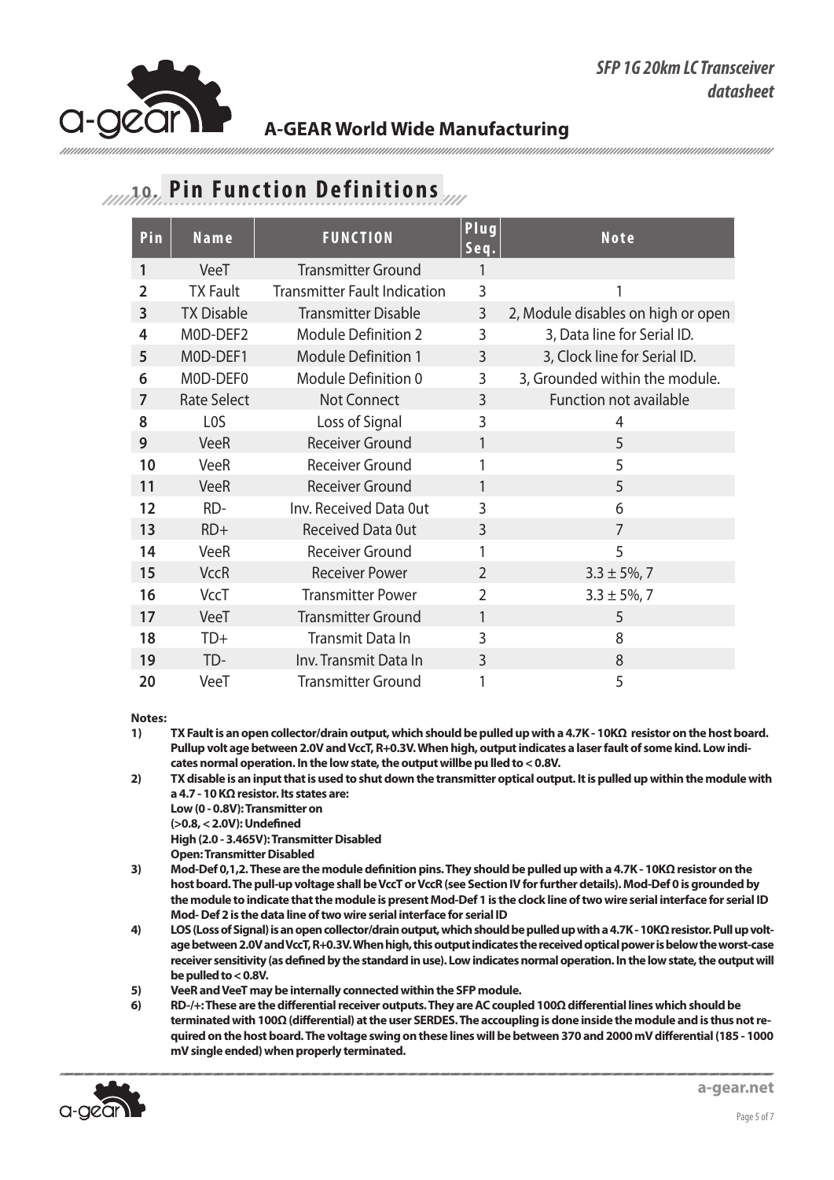## 10. Pin Function Definitions

| Pin | Name | FUNCTION | Plug Seq. | Note |
|---|---|---|---|---|
| 1 | VeeT | Transmitter Ground | 1 | |
| 2 | TX Fault | Transmitter Fault Indication | 3 | 1 |
| 3 | TX Disable | Transmitter Disable | 3 | 2, Module disables on high or open |
| 4 | M0D-DEF2 | Module Definition 2 | 3 | 3, Data line for Serial ID. |
| 5 | M0D-DEF1 | Module Definition 1 | 3 | 3, Clock line for Serial ID. |
| 6 | M0D-DEF0 | Module Definition 0 | 3 | 3, Grounded within the module. |
| 7 | Rate Select | Not Connect | 3 | Function not available |
| 8 | L0S | Loss of Signal | 3 | 4 |
| 9 | VeeR | Receiver Ground | 1 | 5 |
| 10 | VeeR | Receiver Ground | 1 | 5 |
| 11 | VeeR | Receiver Ground | 1 | 5 |
| 12 | RD- | Inv. Received Data 0ut | 3 | 6 |
| 13 | RD+ | Received Data 0ut | 3 | 7 |
| 14 | VeeR | Receiver Ground | 1 | 5 |
| 15 | VccR | Receiver Power | 2 | 3.3 ± 5%, 7 |
| 16 | VccT | Transmitter Power | 2 | 3.3 ± 5%, 7 |
| 17 | VeeT | Transmitter Ground | 1 | 5 |
| 18 | TD+ | Transmit Data In | 3 | 8 |
| 19 | TD- | Inv. Transmit Data In | 3 | 8 |
| 20 | VeeT | Transmitter Ground | 1 | 5 |

**Notes:**

1) **TX Fault is an open collector/drain output, which should be pulled up with a 4.7K - 10KΩ resistor on the host board. Pullup volt age between 2.0V and VccT, R+0.3V. When high, output indicates a laser fault of some kind. Low indicates normal operation. In the low state, the output willbe pu lled to < 0.8V.**

2) **TX disable is an input that is used to shut down the transmitter optical output. It is pulled up within the module with a 4.7 - 10 KΩ resistor. Its states are:**
   **Low (0 - 0.8V): Transmitter on**
   **(>0.8, < 2.0V): Undefined**
   **High (2.0 - 3.465V): Transmitter Disabled**
   **Open: Transmitter Disabled**

3) **Mod-Def 0,1,2. These are the module definition pins. They should be pulled up with a 4.7K - 10KΩ resistor on the host board. The pull-up voltage shall be VccT or VccR (see Section IV for further details). Mod-Def 0 is grounded by the module to indicate that the module is present Mod-Def 1 is the clock line of two wire serial interface for serial ID Mod- Def 2 is the data line of two wire serial interface for serial ID**

4) **LOS (Loss of Signal) is an open collector/drain output, which should be pulled up with a 4.7K - 10KΩ resistor. Pull up voltage between 2.0V and VccT, R+0.3V. When high, this output indicates the received optical power is below the worst-case receiver sensitivity (as defined by the standard in use). Low indicates normal operation. In the low state, the output will be pulled to < 0.8V.**

5) **VeeR and VeeT may be internally connected within the SFP module.**

6) **RD-/+: These are the differential receiver outputs. They are AC coupled 100Ω differential lines which should be terminated with 100Ω (differential) at the user SERDES. The accoupling is done inside the module and is thus not required on the host board. The voltage swing on these lines will be between 370 and 2000 mV differential (185 - 1000 mV single ended) when properly terminated.**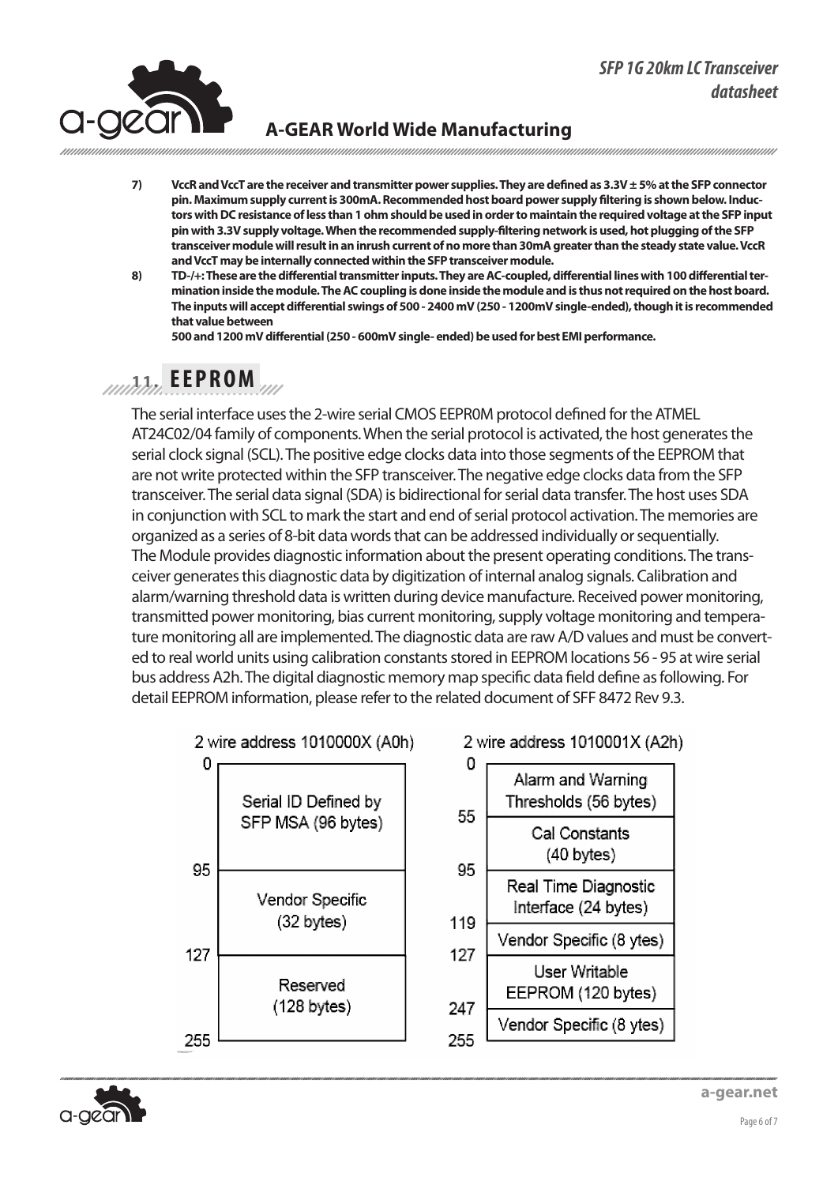7) **VccR and VccT are the receiver and transmitter power supplies. They are defined as 3.3V ± 5% at the SFP connector pin. Maximum supply current is 300mA. Recommended host board power supply filtering is shown below. Inductors with DC resistance of less than 1 ohm should be used in order to maintain the required voltage at the SFP input pin with 3.3V supply voltage. When the recommended supply-filtering network is used, hot plugging of the SFP transceiver module will result in an inrush current of no more than 30mA greater than the steady state value. VccR and VccT may be internally connected within the SFP transceiver module.**

8) **TD-/+: These are the differential transmitter inputs. They are AC-coupled, differential lines with 100 differential termination inside the module. The AC coupling is done inside the module and is thus not required on the host board. The inputs will accept differential swings of 500 - 2400 mV (250 - 1200mV single-ended), though it is recommended that value between**
**500 and 1200 mV differential (250 - 600mV single- ended) be used for best EMI performance.**

## 11. EEPROM

The serial interface uses the 2-wire serial CMOS EEPR0M protocol defined for the ATMEL AT24C02/04 family of components. When the serial protocol is activated, the host generates the serial clock signal (SCL). The positive edge clocks data into those segments of the EEPROM that are not write protected within the SFP transceiver. The negative edge clocks data from the SFP transceiver. The serial data signal (SDA) is bidirectional for serial data transfer. The host uses SDA in conjunction with SCL to mark the start and end of serial protocol activation. The memories are organized as a series of 8-bit data words that can be addressed individually or sequentially.
The Module provides diagnostic information about the present operating conditions. The transceiver generates this diagnostic data by digitization of internal analog signals. Calibration and alarm/warning threshold data is written during device manufacture. Received power monitoring, transmitted power monitoring, bias current monitoring, supply voltage monitoring and temperature monitoring all are implemented. The diagnostic data are raw A/D values and must be converted to real world units using calibration constants stored in EEPROM locations 56 - 95 at wire serial bus address A2h. The digital diagnostic memory map specific data field define as following. For detail EEPROM information, please refer to the related document of SFF 8472 Rev 9.3.

**2 wire address 1010000X (A0h)**

| Address | Content |
|---|---|
| 0 – 95 | Serial ID Defined by SFP MSA (96 bytes) |
| 95 – 127 | Vendor Specific (32 bytes) |
| 127 – 255 | Reserved (128 bytes) |

**2 wire address 1010001X (A2h)**

| Address | Content |
|---|---|
| 0 – 55 | Alarm and Warning Thresholds (56 bytes) |
| 55 – 95 | Cal Constants (40 bytes) |
| 95 – 119 | Real Time Diagnostic Interface (24 bytes) |
| 119 – 127 | Vendor Specific (8 ytes) |
| 127 – 247 | User Writable EEPROM (120 bytes) |
| 247 – 255 | Vendor Specific (8 ytes) |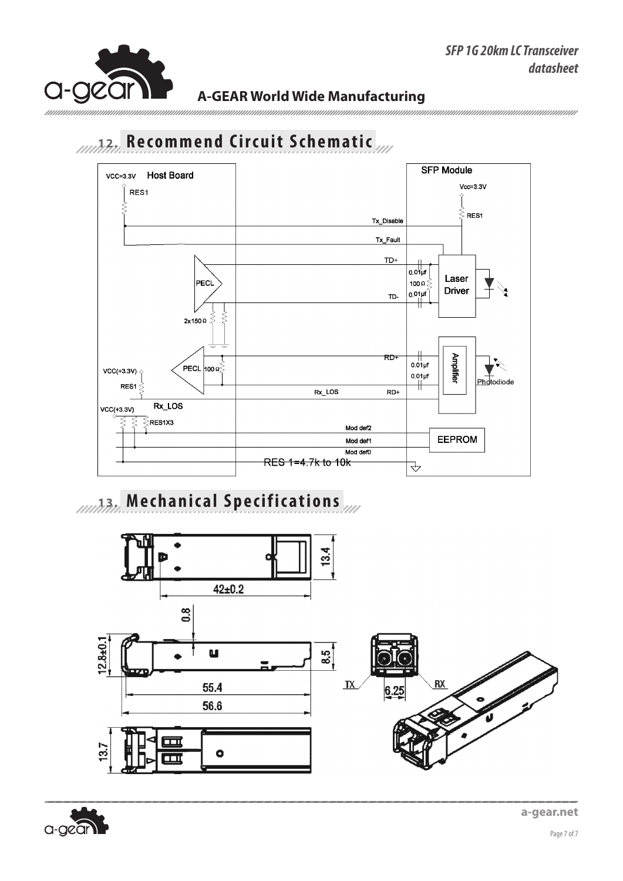## 12. Recommend Circuit Schematic

Host Board

VCC=3.3V

RES1

PECL

2x150Ω

PECL 100Ω

VCC(+3.3V)

RES1

Rx_LOS

VCC(+3.3V)

RES1X3

SFP Module

Vcc=3.3V

RES1

Tx_Disable

Tx_Fault

TD+

TD-

0.01μf

100Ω

0.01μf

Laser Driver

RD+

0.01μf

0.01μf

Amplifier

Photodiode

Rx_LOS

RD+

Mod def2

Mod def1

Mod def0

EEPROM

RES 1=4.7k to 10k

## 13. Mechanical Specifications

13.4

42±0.2

0.8

12.8±0.1

8.5

55.4

56.6

13.7

TX

RX

6.25